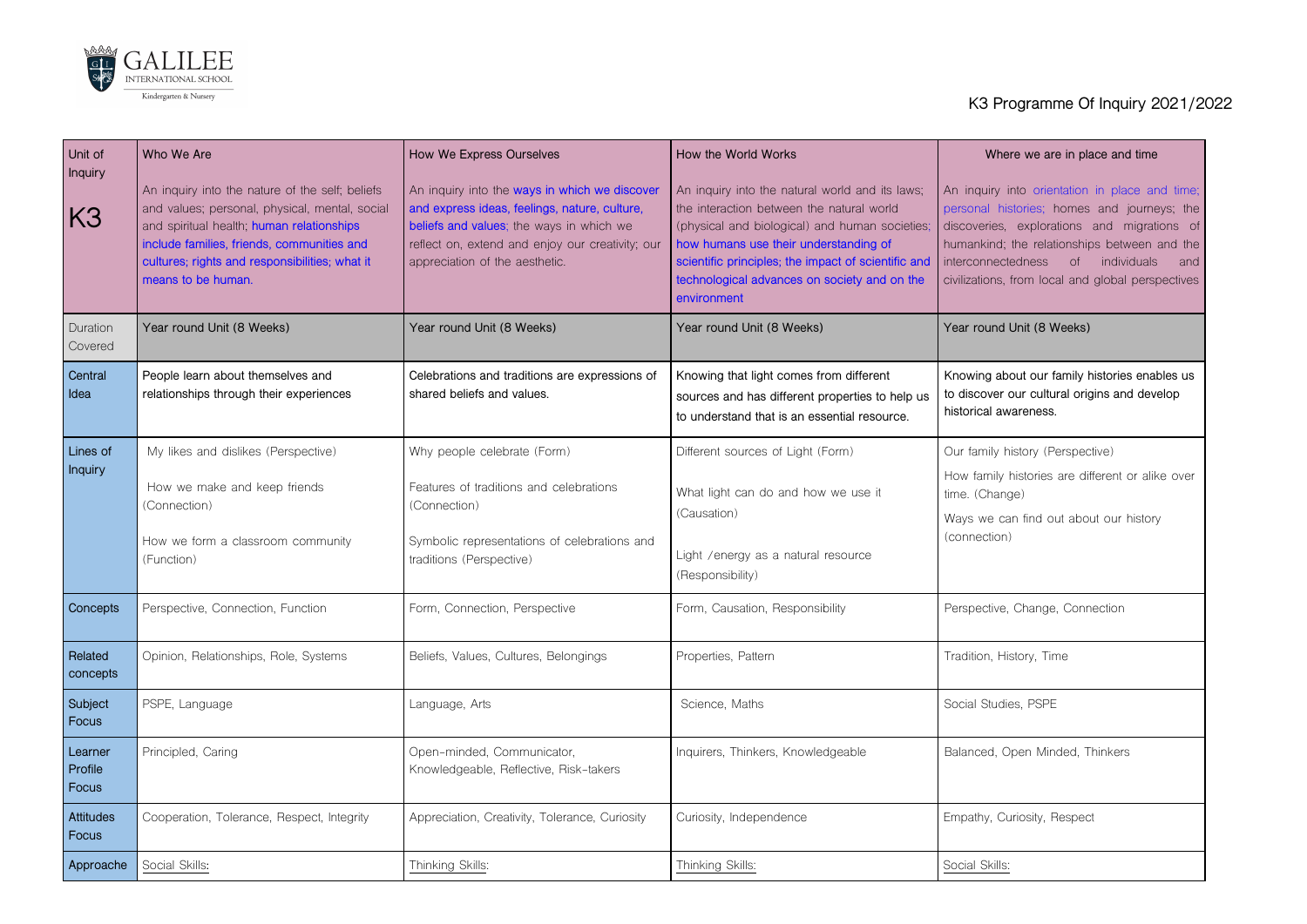GALILEE INTERNATIONAL SCHOOL
Kindergarten & Nursery

# K3 Programme Of Inquiry 2021/2022

| Unit of Inquiry<br>K3 | Who We Are<br><br>An inquiry into the nature of the self; beliefs and values; personal, physical, mental, social and spiritual health; human relationships include families, friends, communities and cultures; rights and responsibilities; what it means to be human. | How We Express Ourselves<br><br>An inquiry into the ways in which we discover and express ideas, feelings, nature, culture, beliefs and values; the ways in which we reflect on, extend and enjoy our creativity; our appreciation of the aesthetic. | How the World Works<br><br>An inquiry into the natural world and its laws; the interaction between the natural world (physical and biological) and human societies; how humans use their understanding of scientific principles; the impact of scientific and technological advances on society and on the environment | Where we are in place and time<br><br>An inquiry into orientation in place and time; personal histories; homes and journeys; the discoveries, explorations and migrations of humankind; the relationships between and the interconnectedness of individuals and civilizations, from local and global perspectives |
|---|---|---|---|---|
| Duration Covered | Year round Unit (8 Weeks) | Year round Unit (8 Weeks) | Year round Unit (8 Weeks) | Year round Unit (8 Weeks) |
| Central Idea | People learn about themselves and relationships through their experiences | Celebrations and traditions are expressions of shared beliefs and values. | Knowing that light comes from different sources and has different properties to help us to understand that is an essential resource. | Knowing about our family histories enables us to discover our cultural origins and develop historical awareness. |
| Lines of Inquiry | My likes and dislikes (Perspective)<br><br>How we make and keep friends (Connection)<br><br>How we form a classroom community (Function) | Why people celebrate (Form)<br><br>Features of traditions and celebrations (Connection)<br><br>Symbolic representations of celebrations and traditions (Perspective) | Different sources of Light (Form)<br><br>What light can do and how we use it (Causation)<br><br>Light /energy as a natural resource (Responsibility) | Our family history (Perspective)<br><br>How family histories are different or alike over time. (Change)<br><br>Ways we can find out about our history (connection) |
| Concepts | Perspective, Connection, Function | Form, Connection, Perspective | Form, Causation, Responsibility | Perspective, Change, Connection |
| Related concepts | Opinion, Relationships, Role, Systems | Beliefs, Values, Cultures, Belongings | Properties, Pattern | Tradition, History, Time |
| Subject Focus | PSPE, Language | Language, Arts | Science, Maths | Social Studies, PSPE |
| Learner Profile Focus | Principled, Caring | Open-minded, Communicator, Knowledgeable, Reflective, Risk-takers | Inquirers, Thinkers, Knowledgeable | Balanced, Open Minded, Thinkers |
| Attitudes Focus | Cooperation, Tolerance, Respect, Integrity | Appreciation, Creativity, Tolerance, Curiosity | Curiosity, Independence | Empathy, Curiosity, Respect |
| Approache | Social Skills: | Thinking Skills: | Thinking Skills: | Social Skills: |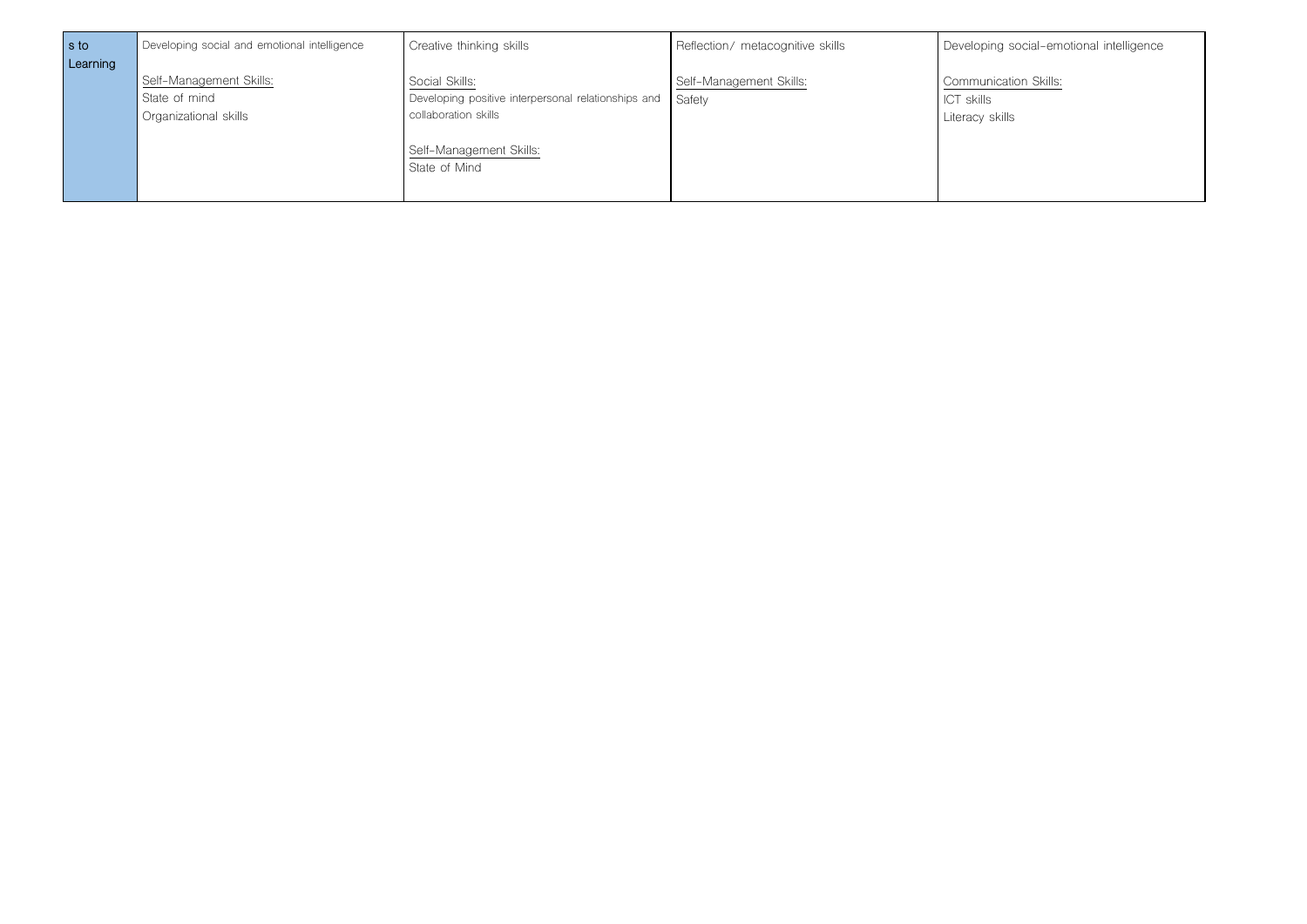| | | | | |
|---|---|---|---|---|
| s to Learning | Developing social and emotional intelligence<br><br>Self-Management Skills:<br>State of mind<br>Organizational skills | Creative thinking skills<br><br>Social Skills:<br>Developing positive interpersonal relationships and collaboration skills<br><br>Self-Management Skills:<br>State of Mind | Reflection/ metacognitive skills<br><br>Self-Management Skills:<br>Safety | Developing social-emotional intelligence<br><br>Communication Skills:<br>ICT skills<br>Literacy skills |